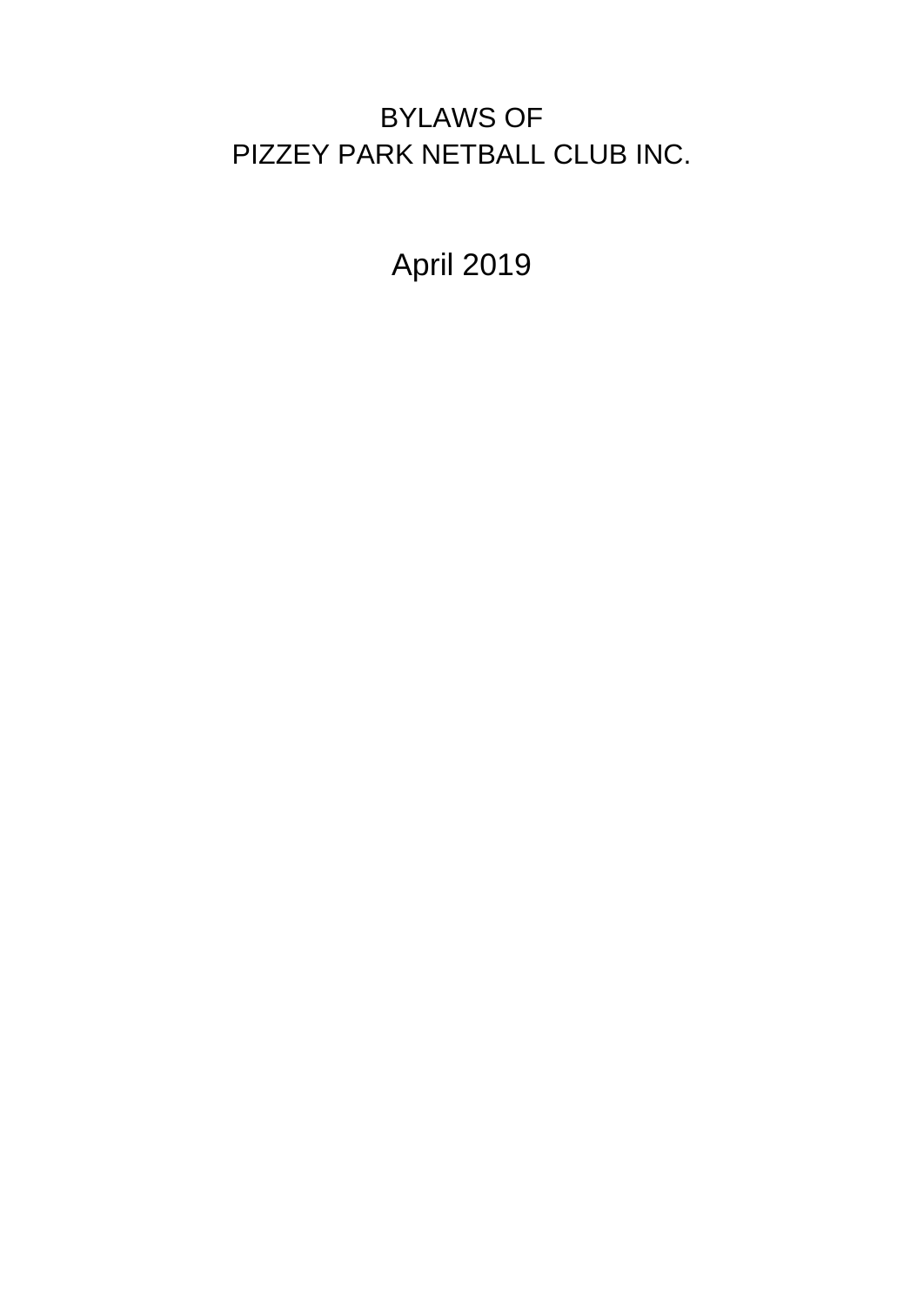# BYLAWS OF
# PIZZEY PARK NETBALL CLUB INC.

April 2019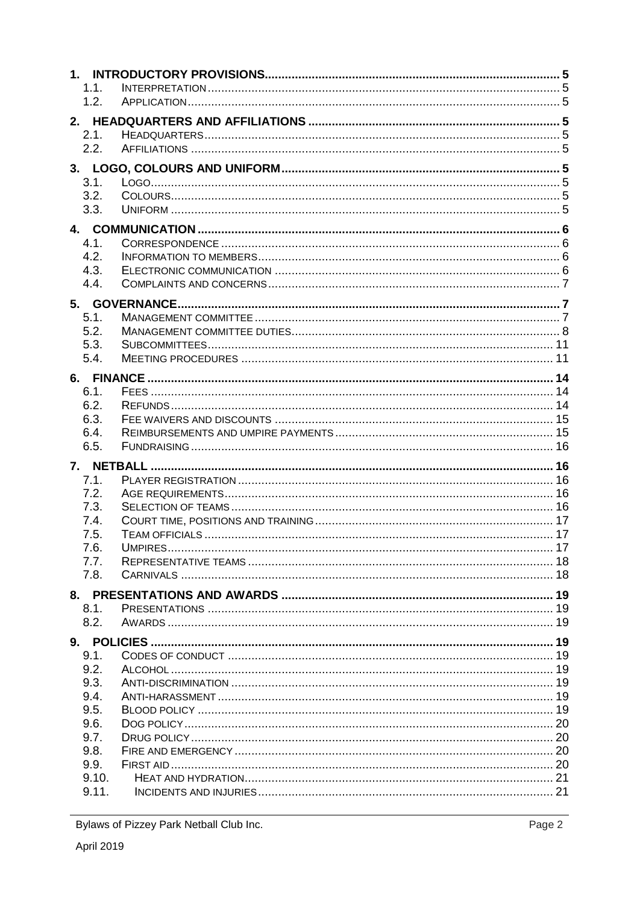1. **INTRODUCTORY PROVISIONS** ..... 5
   - 1.1. INTERPRETATION ..... 5
   - 1.2. APPLICATION ..... 5
2. **HEADQUARTERS AND AFFILIATIONS** ..... 5
   - 2.1. HEADQUARTERS ..... 5
   - 2.2. AFFILIATIONS ..... 5
3. **LOGO, COLOURS AND UNIFORM** ..... 5
   - 3.1. LOGO ..... 5
   - 3.2. COLOURS ..... 5
   - 3.3. UNIFORM ..... 5
4. **COMMUNICATION** ..... 6
   - 4.1. CORRESPONDENCE ..... 6
   - 4.2. INFORMATION TO MEMBERS ..... 6
   - 4.3. ELECTRONIC COMMUNICATION ..... 6
   - 4.4. COMPLAINTS AND CONCERNS ..... 7
5. **GOVERNANCE** ..... 7
   - 5.1. MANAGEMENT COMMITTEE ..... 7
   - 5.2. MANAGEMENT COMMITTEE DUTIES ..... 8
   - 5.3. SUBCOMMITTEES ..... 11
   - 5.4. MEETING PROCEDURES ..... 11
6. **FINANCE** ..... 14
   - 6.1. FEES ..... 14
   - 6.2. REFUNDS ..... 14
   - 6.3. FEE WAIVERS AND DISCOUNTS ..... 15
   - 6.4. REIMBURSEMENTS AND UMPIRE PAYMENTS ..... 15
   - 6.5. FUNDRAISING ..... 16
7. **NETBALL** ..... 16
   - 7.1. PLAYER REGISTRATION ..... 16
   - 7.2. AGE REQUIREMENTS ..... 16
   - 7.3. SELECTION OF TEAMS ..... 16
   - 7.4. COURT TIME, POSITIONS AND TRAINING ..... 17
   - 7.5. TEAM OFFICIALS ..... 17
   - 7.6. UMPIRES ..... 17
   - 7.7. REPRESENTATIVE TEAMS ..... 18
   - 7.8. CARNIVALS ..... 18
8. **PRESENTATIONS AND AWARDS** ..... 19
   - 8.1. PRESENTATIONS ..... 19
   - 8.2. AWARDS ..... 19
9. **POLICIES** ..... 19
   - 9.1. CODES OF CONDUCT ..... 19
   - 9.2. ALCOHOL ..... 19
   - 9.3. ANTI-DISCRIMINATION ..... 19
   - 9.4. ANTI-HARASSMENT ..... 19
   - 9.5. BLOOD POLICY ..... 19
   - 9.6. DOG POLICY ..... 20
   - 9.7. DRUG POLICY ..... 20
   - 9.8. FIRE AND EMERGENCY ..... 20
   - 9.9. FIRST AID ..... 20
   - 9.10. HEAT AND HYDRATION ..... 21
   - 9.11. INCIDENTS AND INJURIES ..... 21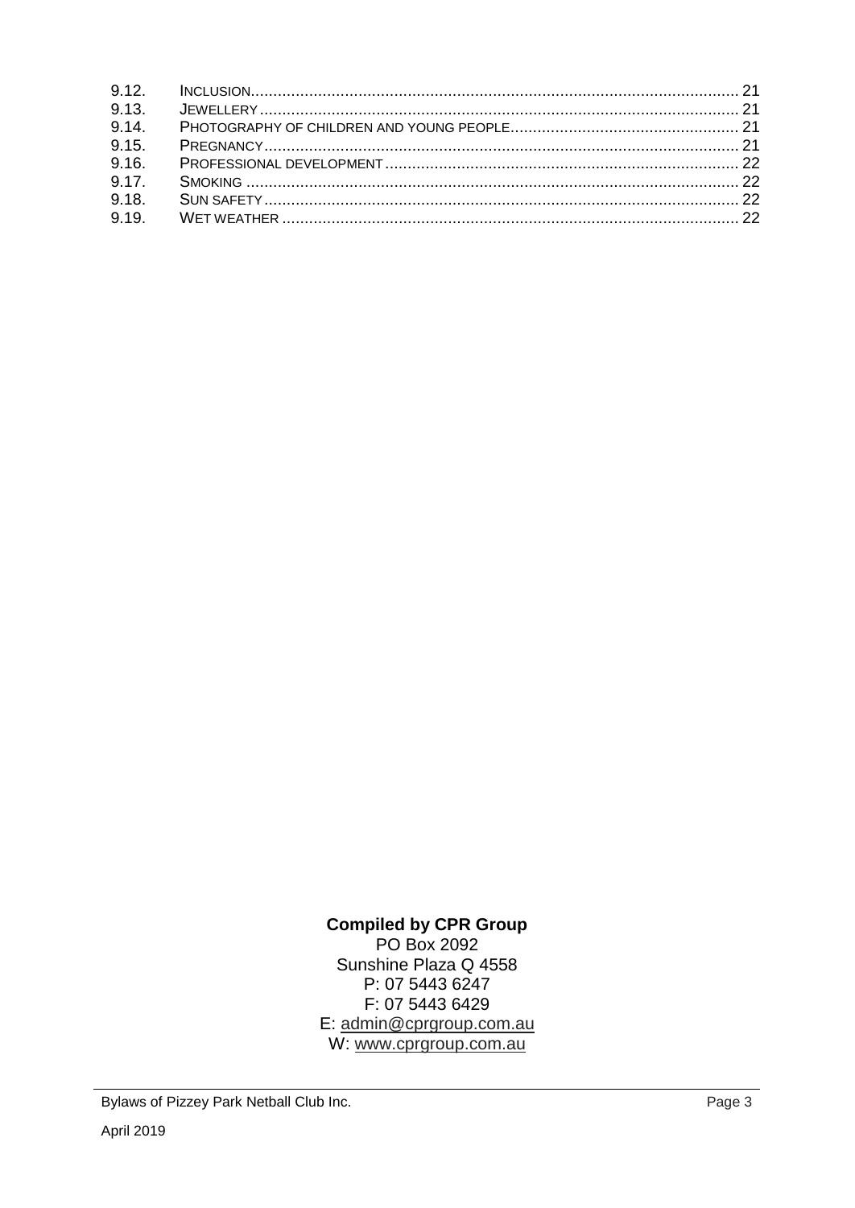| | | |
|---|---|---|
| 9.12. | INCLUSION | 21 |
| 9.13. | JEWELLERY | 21 |
| 9.14. | PHOTOGRAPHY OF CHILDREN AND YOUNG PEOPLE | 21 |
| 9.15. | PREGNANCY | 21 |
| 9.16. | PROFESSIONAL DEVELOPMENT | 22 |
| 9.17. | SMOKING | 22 |
| 9.18. | SUN SAFETY | 22 |
| 9.19. | WET WEATHER | 22 |

**Compiled by CPR Group**
PO Box 2092
Sunshine Plaza Q 4558
P: 07 5443 6247
F: 07 5443 6429
E: admin@cprgroup.com.au
W: www.cprgroup.com.au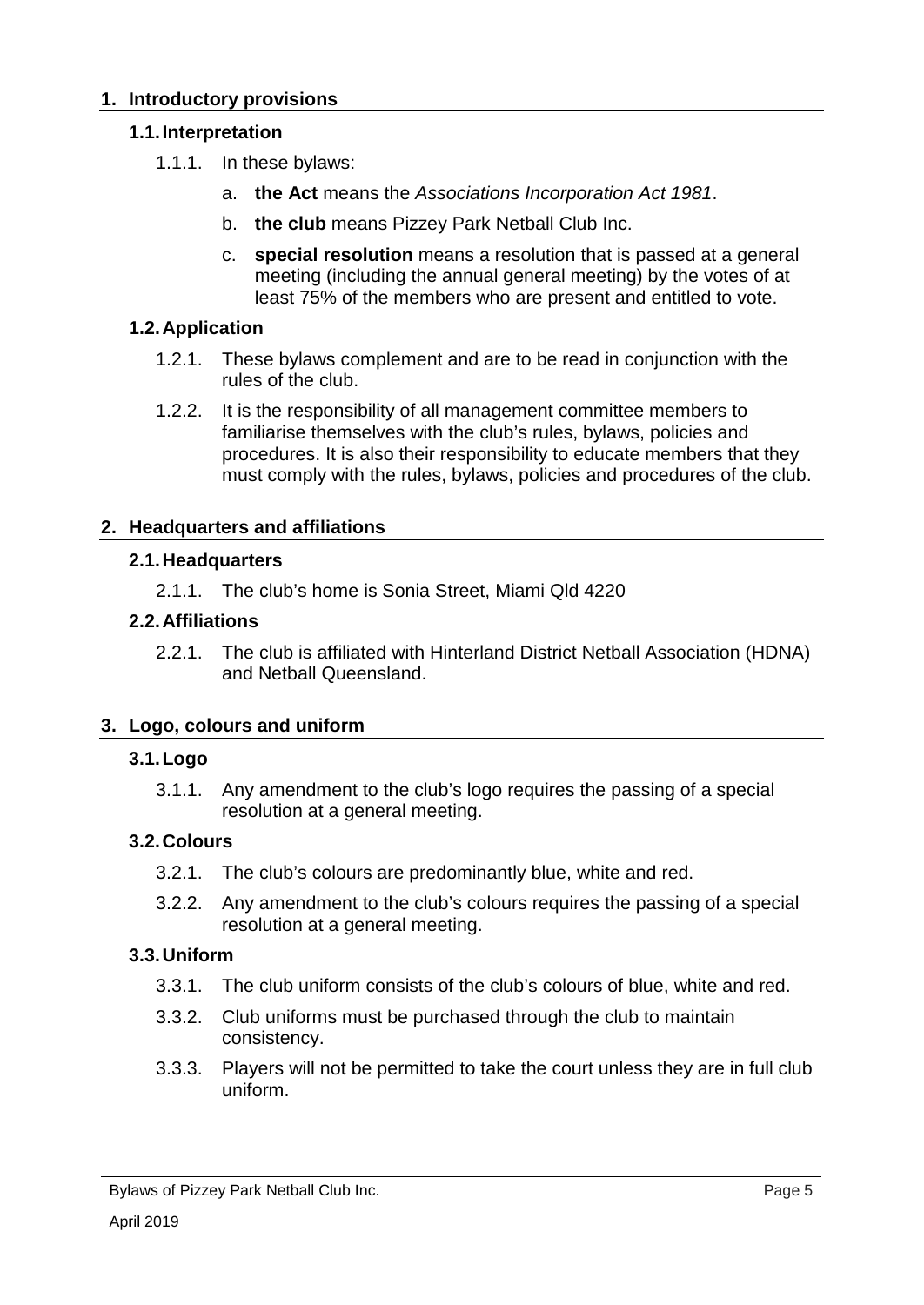## 1. Introductory provisions

### 1.1. Interpretation

1.1.1. In these bylaws:

a. **the Act** means the *Associations Incorporation Act 1981*.

b. **the club** means Pizzey Park Netball Club Inc.

c. **special resolution** means a resolution that is passed at a general meeting (including the annual general meeting) by the votes of at least 75% of the members who are present and entitled to vote.

### 1.2. Application

1.2.1. These bylaws complement and are to be read in conjunction with the rules of the club.

1.2.2. It is the responsibility of all management committee members to familiarise themselves with the club's rules, bylaws, policies and procedures. It is also their responsibility to educate members that they must comply with the rules, bylaws, policies and procedures of the club.

## 2. Headquarters and affiliations

### 2.1. Headquarters

2.1.1. The club's home is Sonia Street, Miami Qld 4220

### 2.2. Affiliations

2.2.1. The club is affiliated with Hinterland District Netball Association (HDNA) and Netball Queensland.

## 3. Logo, colours and uniform

### 3.1. Logo

3.1.1. Any amendment to the club's logo requires the passing of a special resolution at a general meeting.

### 3.2. Colours

3.2.1. The club's colours are predominantly blue, white and red.

3.2.2. Any amendment to the club's colours requires the passing of a special resolution at a general meeting.

### 3.3. Uniform

3.3.1. The club uniform consists of the club's colours of blue, white and red.

3.3.2. Club uniforms must be purchased through the club to maintain consistency.

3.3.3. Players will not be permitted to take the court unless they are in full club uniform.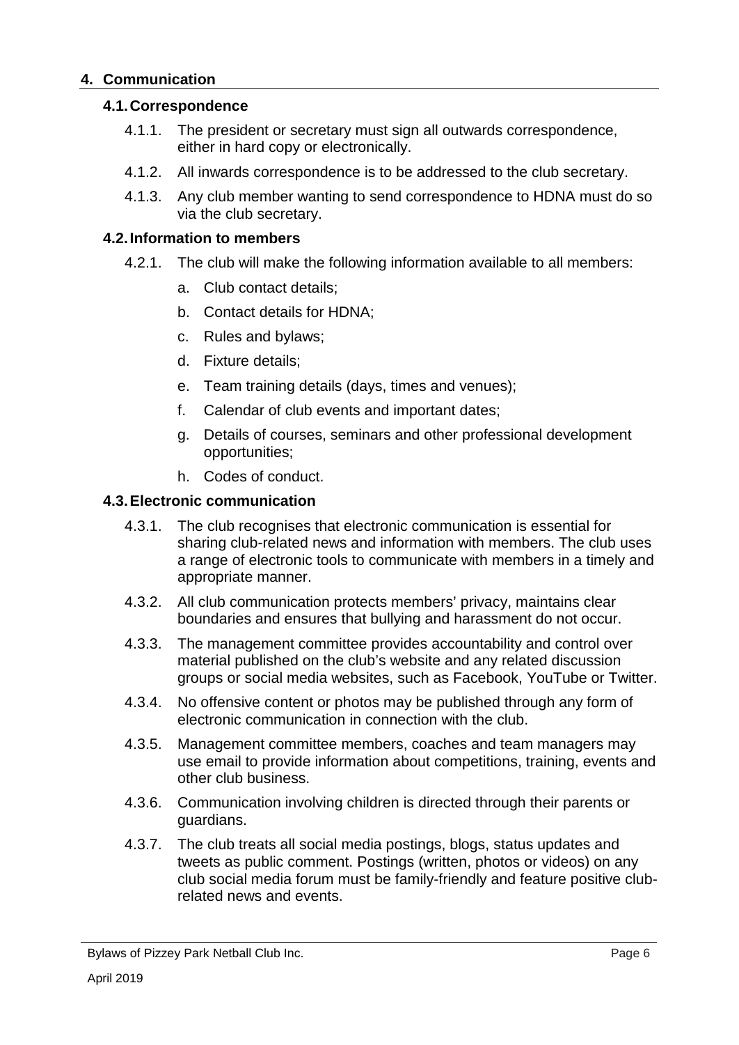## 4. Communication

### 4.1. Correspondence

4.1.1. The president or secretary must sign all outwards correspondence, either in hard copy or electronically.

4.1.2. All inwards correspondence is to be addressed to the club secretary.

4.1.3. Any club member wanting to send correspondence to HDNA must do so via the club secretary.

### 4.2. Information to members

4.2.1. The club will make the following information available to all members:

a. Club contact details;

b. Contact details for HDNA;

c. Rules and bylaws;

d. Fixture details;

e. Team training details (days, times and venues);

f. Calendar of club events and important dates;

g. Details of courses, seminars and other professional development opportunities;

h. Codes of conduct.

### 4.3. Electronic communication

4.3.1. The club recognises that electronic communication is essential for sharing club-related news and information with members. The club uses a range of electronic tools to communicate with members in a timely and appropriate manner.

4.3.2. All club communication protects members' privacy, maintains clear boundaries and ensures that bullying and harassment do not occur.

4.3.3. The management committee provides accountability and control over material published on the club's website and any related discussion groups or social media websites, such as Facebook, YouTube or Twitter.

4.3.4. No offensive content or photos may be published through any form of electronic communication in connection with the club.

4.3.5. Management committee members, coaches and team managers may use email to provide information about competitions, training, events and other club business.

4.3.6. Communication involving children is directed through their parents or guardians.

4.3.7. The club treats all social media postings, blogs, status updates and tweets as public comment. Postings (written, photos or videos) on any club social media forum must be family-friendly and feature positive club-related news and events.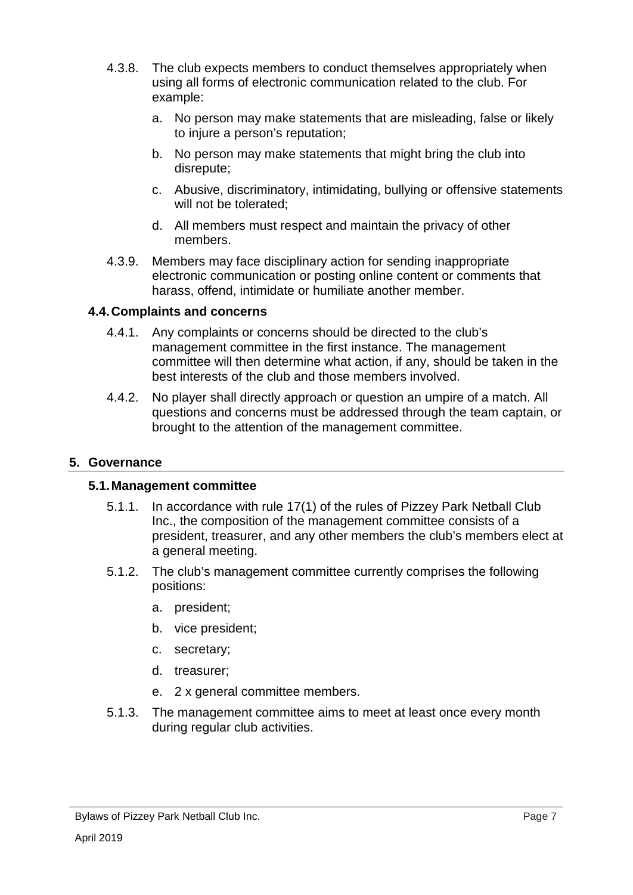4.3.8. The club expects members to conduct themselves appropriately when using all forms of electronic communication related to the club. For example:

   a. No person may make statements that are misleading, false or likely to injure a person's reputation;

   b. No person may make statements that might bring the club into disrepute;

   c. Abusive, discriminatory, intimidating, bullying or offensive statements will not be tolerated;

   d. All members must respect and maintain the privacy of other members.

4.3.9. Members may face disciplinary action for sending inappropriate electronic communication or posting online content or comments that harass, offend, intimidate or humiliate another member.

### 4.4. Complaints and concerns

4.4.1. Any complaints or concerns should be directed to the club's management committee in the first instance. The management committee will then determine what action, if any, should be taken in the best interests of the club and those members involved.

4.4.2. No player shall directly approach or question an umpire of a match. All questions and concerns must be addressed through the team captain, or brought to the attention of the management committee.

## 5. Governance

### 5.1. Management committee

5.1.1. In accordance with rule 17(1) of the rules of Pizzey Park Netball Club Inc., the composition of the management committee consists of a president, treasurer, and any other members the club's members elect at a general meeting.

5.1.2. The club's management committee currently comprises the following positions:

   a. president;

   b. vice president;

   c. secretary;

   d. treasurer;

   e. 2 x general committee members.

5.1.3. The management committee aims to meet at least once every month during regular club activities.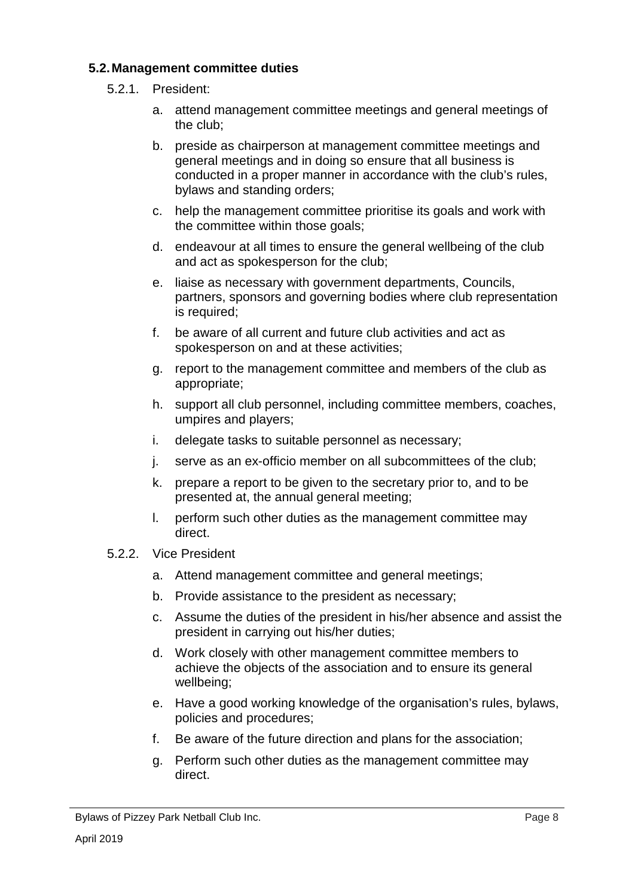### 5.2. Management committee duties

5.2.1. President:

a. attend management committee meetings and general meetings of the club;

b. preside as chairperson at management committee meetings and general meetings and in doing so ensure that all business is conducted in a proper manner in accordance with the club's rules, bylaws and standing orders;

c. help the management committee prioritise its goals and work with the committee within those goals;

d. endeavour at all times to ensure the general wellbeing of the club and act as spokesperson for the club;

e. liaise as necessary with government departments, Councils, partners, sponsors and governing bodies where club representation is required;

f. be aware of all current and future club activities and act as spokesperson on and at these activities;

g. report to the management committee and members of the club as appropriate;

h. support all club personnel, including committee members, coaches, umpires and players;

i. delegate tasks to suitable personnel as necessary;

j. serve as an ex-officio member on all subcommittees of the club;

k. prepare a report to be given to the secretary prior to, and to be presented at, the annual general meeting;

l. perform such other duties as the management committee may direct.

5.2.2. Vice President

a. Attend management committee and general meetings;

b. Provide assistance to the president as necessary;

c. Assume the duties of the president in his/her absence and assist the president in carrying out his/her duties;

d. Work closely with other management committee members to achieve the objects of the association and to ensure its general wellbeing;

e. Have a good working knowledge of the organisation's rules, bylaws, policies and procedures;

f. Be aware of the future direction and plans for the association;

g. Perform such other duties as the management committee may direct.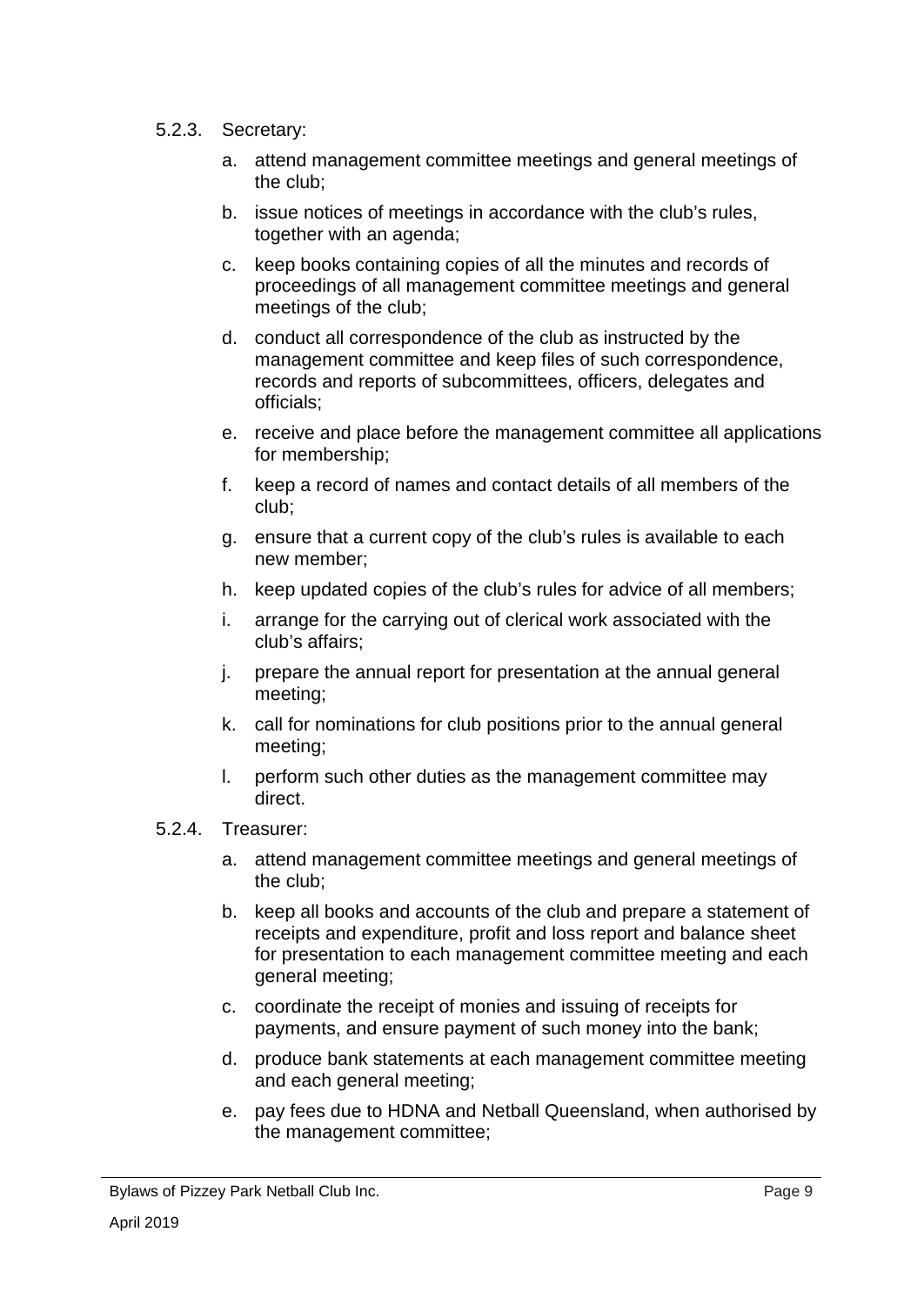5.2.3. Secretary:

a. attend management committee meetings and general meetings of the club;

b. issue notices of meetings in accordance with the club's rules, together with an agenda;

c. keep books containing copies of all the minutes and records of proceedings of all management committee meetings and general meetings of the club;

d. conduct all correspondence of the club as instructed by the management committee and keep files of such correspondence, records and reports of subcommittees, officers, delegates and officials;

e. receive and place before the management committee all applications for membership;

f. keep a record of names and contact details of all members of the club;

g. ensure that a current copy of the club's rules is available to each new member;

h. keep updated copies of the club's rules for advice of all members;

i. arrange for the carrying out of clerical work associated with the club's affairs;

j. prepare the annual report for presentation at the annual general meeting;

k. call for nominations for club positions prior to the annual general meeting;

l. perform such other duties as the management committee may direct.

5.2.4. Treasurer:

a. attend management committee meetings and general meetings of the club;

b. keep all books and accounts of the club and prepare a statement of receipts and expenditure, profit and loss report and balance sheet for presentation to each management committee meeting and each general meeting;

c. coordinate the receipt of monies and issuing of receipts for payments, and ensure payment of such money into the bank;

d. produce bank statements at each management committee meeting and each general meeting;

e. pay fees due to HDNA and Netball Queensland, when authorised by the management committee;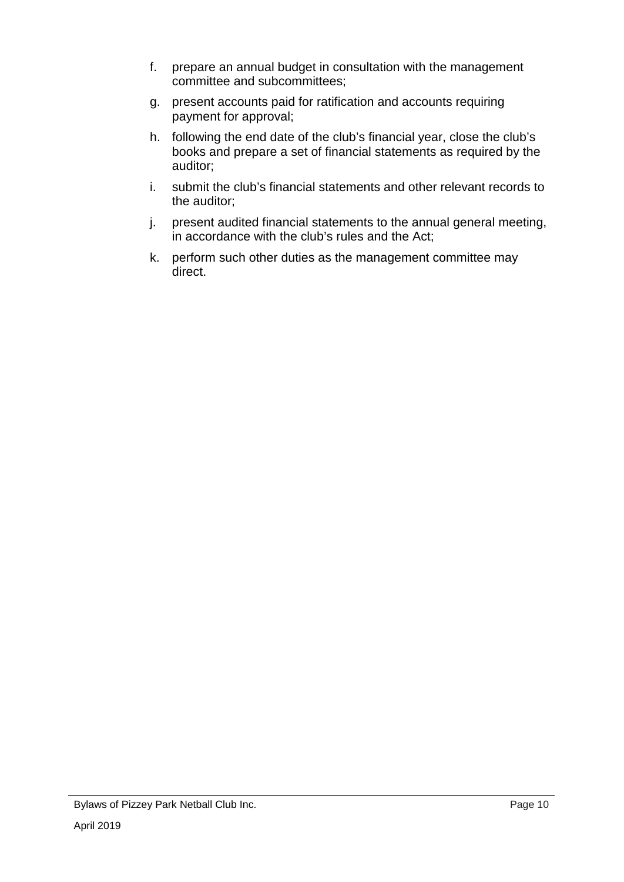f. prepare an annual budget in consultation with the management committee and subcommittees;

g. present accounts paid for ratification and accounts requiring payment for approval;

h. following the end date of the club's financial year, close the club's books and prepare a set of financial statements as required by the auditor;

i. submit the club's financial statements and other relevant records to the auditor;

j. present audited financial statements to the annual general meeting, in accordance with the club's rules and the Act;

k. perform such other duties as the management committee may direct.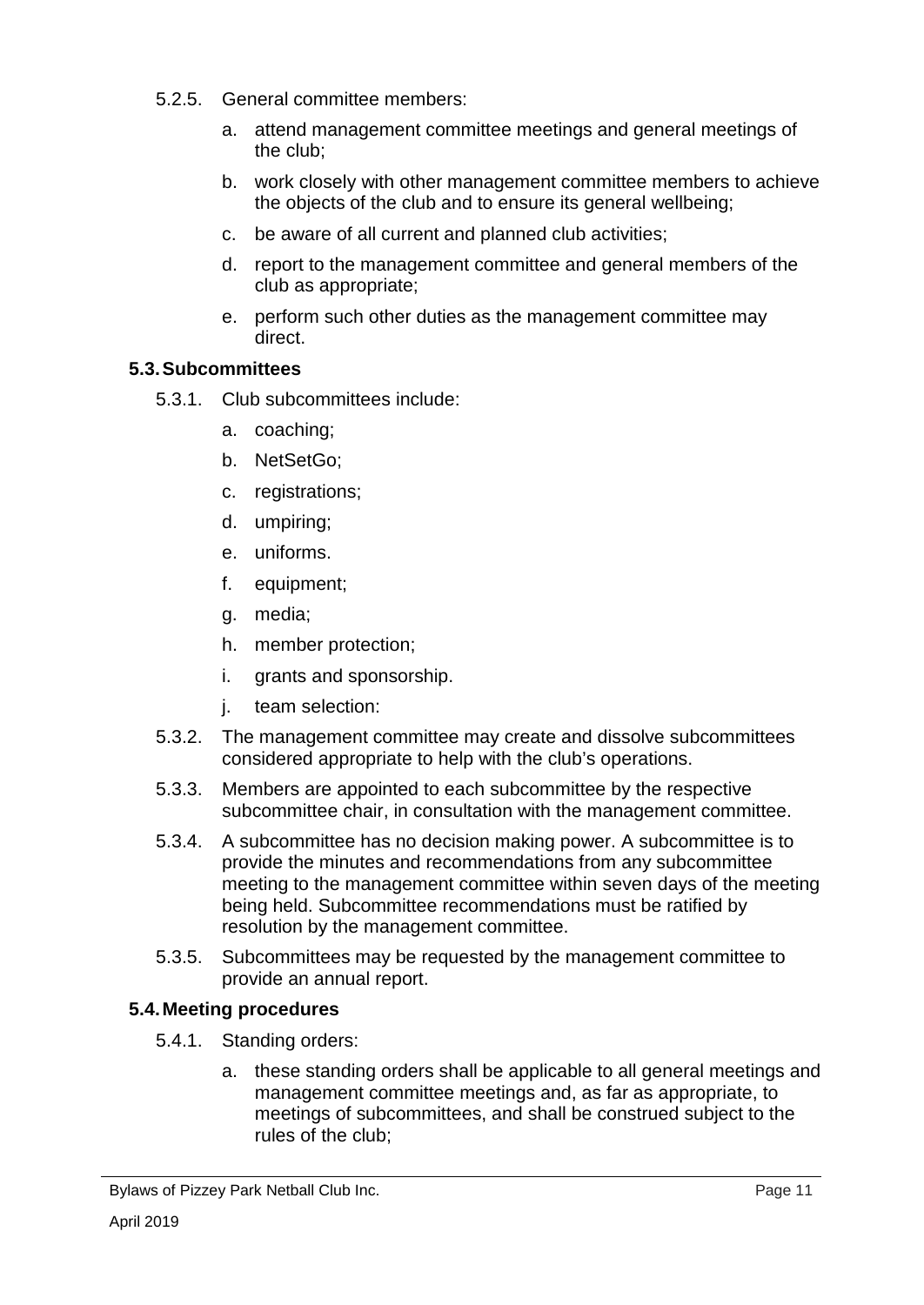5.2.5. General committee members:

a. attend management committee meetings and general meetings of the club;

b. work closely with other management committee members to achieve the objects of the club and to ensure its general wellbeing;

c. be aware of all current and planned club activities;

d. report to the management committee and general members of the club as appropriate;

e. perform such other duties as the management committee may direct.

### 5.3. Subcommittees

5.3.1. Club subcommittees include:

a. coaching;

b. NetSetGo;

c. registrations;

d. umpiring;

e. uniforms.

f. equipment;

g. media;

h. member protection;

i. grants and sponsorship.

j. team selection:

5.3.2. The management committee may create and dissolve subcommittees considered appropriate to help with the club's operations.

5.3.3. Members are appointed to each subcommittee by the respective subcommittee chair, in consultation with the management committee.

5.3.4. A subcommittee has no decision making power. A subcommittee is to provide the minutes and recommendations from any subcommittee meeting to the management committee within seven days of the meeting being held. Subcommittee recommendations must be ratified by resolution by the management committee.

5.3.5. Subcommittees may be requested by the management committee to provide an annual report.

### 5.4. Meeting procedures

5.4.1. Standing orders:

a. these standing orders shall be applicable to all general meetings and management committee meetings and, as far as appropriate, to meetings of subcommittees, and shall be construed subject to the rules of the club;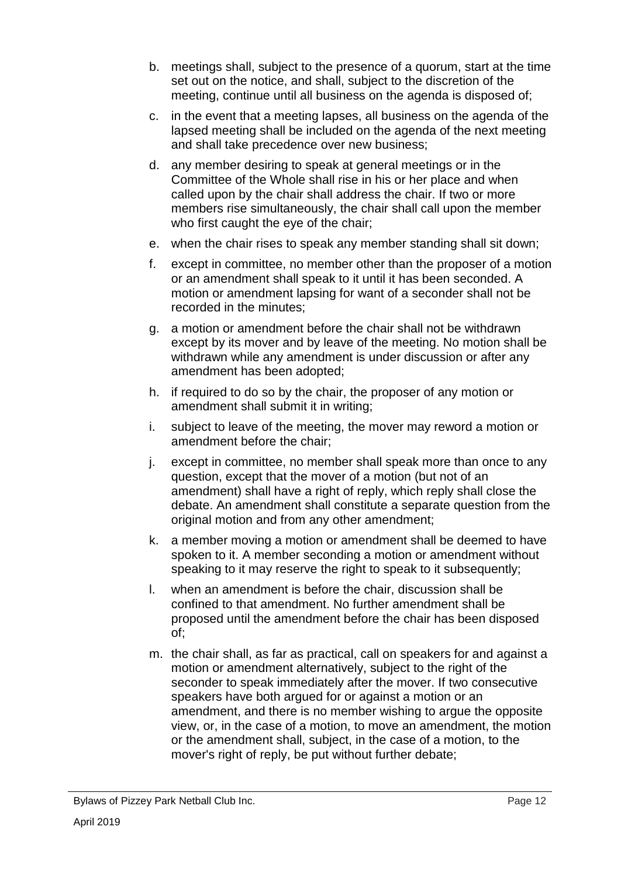b. meetings shall, subject to the presence of a quorum, start at the time set out on the notice, and shall, subject to the discretion of the meeting, continue until all business on the agenda is disposed of;

c. in the event that a meeting lapses, all business on the agenda of the lapsed meeting shall be included on the agenda of the next meeting and shall take precedence over new business;

d. any member desiring to speak at general meetings or in the Committee of the Whole shall rise in his or her place and when called upon by the chair shall address the chair. If two or more members rise simultaneously, the chair shall call upon the member who first caught the eye of the chair;

e. when the chair rises to speak any member standing shall sit down;

f. except in committee, no member other than the proposer of a motion or an amendment shall speak to it until it has been seconded. A motion or amendment lapsing for want of a seconder shall not be recorded in the minutes;

g. a motion or amendment before the chair shall not be withdrawn except by its mover and by leave of the meeting. No motion shall be withdrawn while any amendment is under discussion or after any amendment has been adopted;

h. if required to do so by the chair, the proposer of any motion or amendment shall submit it in writing;

i. subject to leave of the meeting, the mover may reword a motion or amendment before the chair;

j. except in committee, no member shall speak more than once to any question, except that the mover of a motion (but not of an amendment) shall have a right of reply, which reply shall close the debate. An amendment shall constitute a separate question from the original motion and from any other amendment;

k. a member moving a motion or amendment shall be deemed to have spoken to it. A member seconding a motion or amendment without speaking to it may reserve the right to speak to it subsequently;

l. when an amendment is before the chair, discussion shall be confined to that amendment. No further amendment shall be proposed until the amendment before the chair has been disposed of;

m. the chair shall, as far as practical, call on speakers for and against a motion or amendment alternatively, subject to the right of the seconder to speak immediately after the mover. If two consecutive speakers have both argued for or against a motion or an amendment, and there is no member wishing to argue the opposite view, or, in the case of a motion, to move an amendment, the motion or the amendment shall, subject, in the case of a motion, to the mover's right of reply, be put without further debate;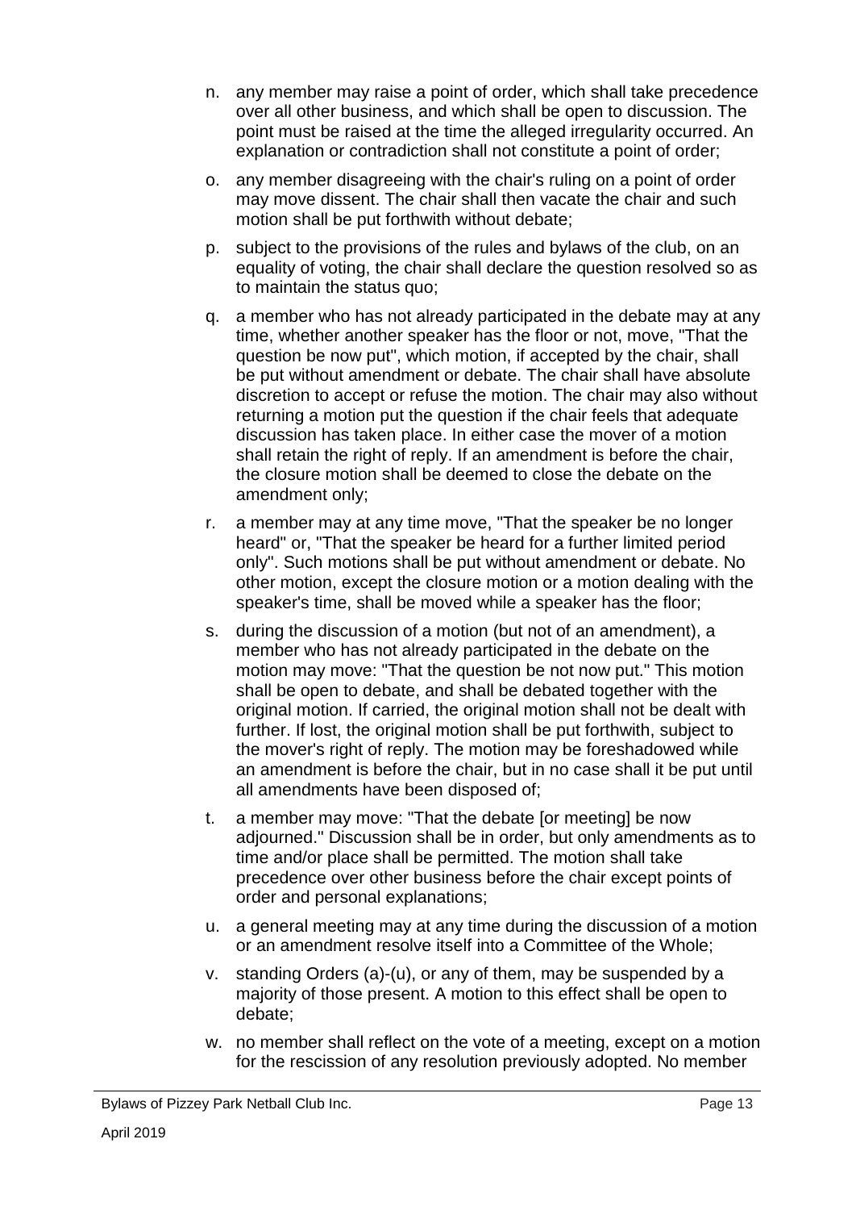n. any member may raise a point of order, which shall take precedence over all other business, and which shall be open to discussion. The point must be raised at the time the alleged irregularity occurred. An explanation or contradiction shall not constitute a point of order;

o. any member disagreeing with the chair's ruling on a point of order may move dissent. The chair shall then vacate the chair and such motion shall be put forthwith without debate;

p. subject to the provisions of the rules and bylaws of the club, on an equality of voting, the chair shall declare the question resolved so as to maintain the status quo;

q. a member who has not already participated in the debate may at any time, whether another speaker has the floor or not, move, "That the question be now put", which motion, if accepted by the chair, shall be put without amendment or debate. The chair shall have absolute discretion to accept or refuse the motion. The chair may also without returning a motion put the question if the chair feels that adequate discussion has taken place. In either case the mover of a motion shall retain the right of reply. If an amendment is before the chair, the closure motion shall be deemed to close the debate on the amendment only;

r. a member may at any time move, "That the speaker be no longer heard" or, "That the speaker be heard for a further limited period only". Such motions shall be put without amendment or debate. No other motion, except the closure motion or a motion dealing with the speaker's time, shall be moved while a speaker has the floor;

s. during the discussion of a motion (but not of an amendment), a member who has not already participated in the debate on the motion may move: "That the question be not now put." This motion shall be open to debate, and shall be debated together with the original motion. If carried, the original motion shall not be dealt with further. If lost, the original motion shall be put forthwith, subject to the mover's right of reply. The motion may be foreshadowed while an amendment is before the chair, but in no case shall it be put until all amendments have been disposed of;

t. a member may move: "That the debate [or meeting] be now adjourned." Discussion shall be in order, but only amendments as to time and/or place shall be permitted. The motion shall take precedence over other business before the chair except points of order and personal explanations;

u. a general meeting may at any time during the discussion of a motion or an amendment resolve itself into a Committee of the Whole;

v. standing Orders (a)-(u), or any of them, may be suspended by a majority of those present. A motion to this effect shall be open to debate;

w. no member shall reflect on the vote of a meeting, except on a motion for the rescission of any resolution previously adopted. No member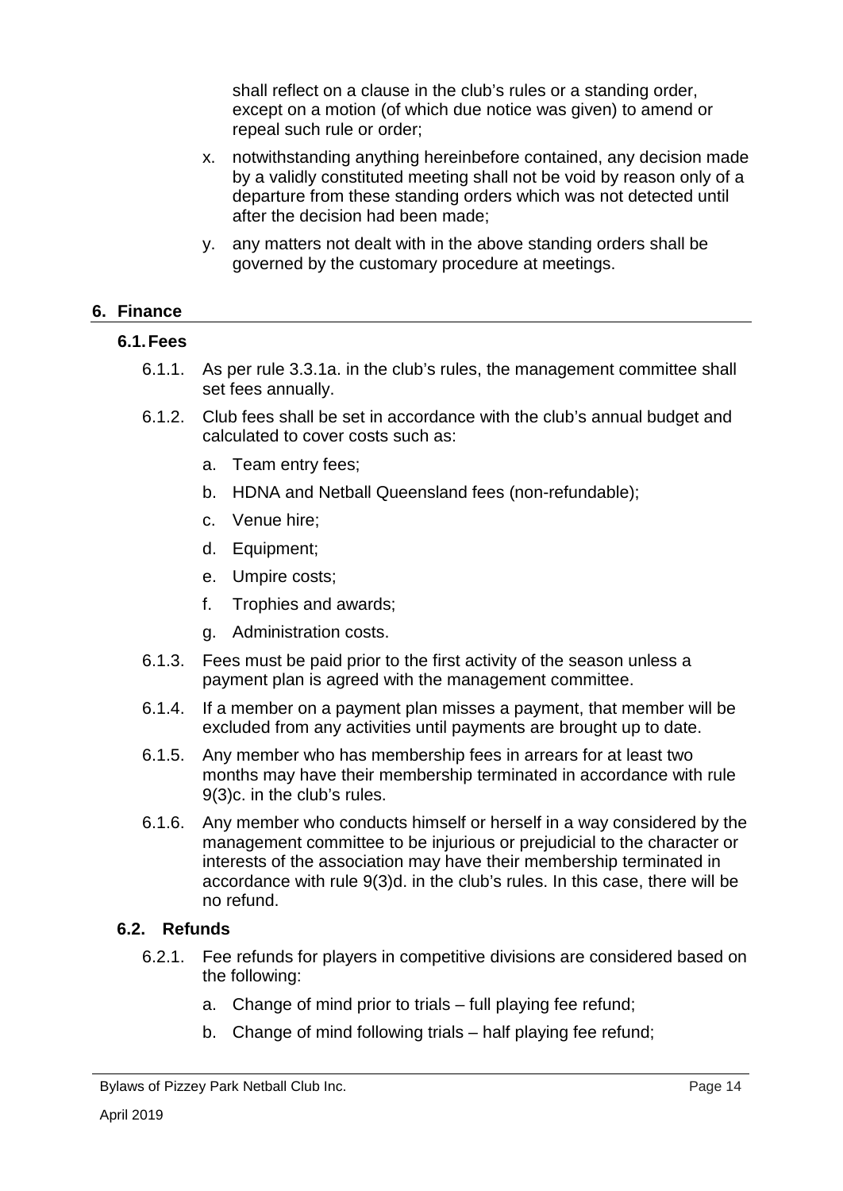shall reflect on a clause in the club's rules or a standing order, except on a motion (of which due notice was given) to amend or repeal such rule or order;

x. notwithstanding anything hereinbefore contained, any decision made by a validly constituted meeting shall not be void by reason only of a departure from these standing orders which was not detected until after the decision had been made;

y. any matters not dealt with in the above standing orders shall be governed by the customary procedure at meetings.

## 6. Finance

### 6.1. Fees

6.1.1. As per rule 3.3.1a. in the club's rules, the management committee shall set fees annually.

6.1.2. Club fees shall be set in accordance with the club's annual budget and calculated to cover costs such as:

a. Team entry fees;

b. HDNA and Netball Queensland fees (non-refundable);

c. Venue hire;

d. Equipment;

e. Umpire costs;

f. Trophies and awards;

g. Administration costs.

6.1.3. Fees must be paid prior to the first activity of the season unless a payment plan is agreed with the management committee.

6.1.4. If a member on a payment plan misses a payment, that member will be excluded from any activities until payments are brought up to date.

6.1.5. Any member who has membership fees in arrears for at least two months may have their membership terminated in accordance with rule 9(3)c. in the club's rules.

6.1.6. Any member who conducts himself or herself in a way considered by the management committee to be injurious or prejudicial to the character or interests of the association may have their membership terminated in accordance with rule 9(3)d. in the club's rules. In this case, there will be no refund.

### 6.2. Refunds

6.2.1. Fee refunds for players in competitive divisions are considered based on the following:

a. Change of mind prior to trials – full playing fee refund;

b. Change of mind following trials – half playing fee refund;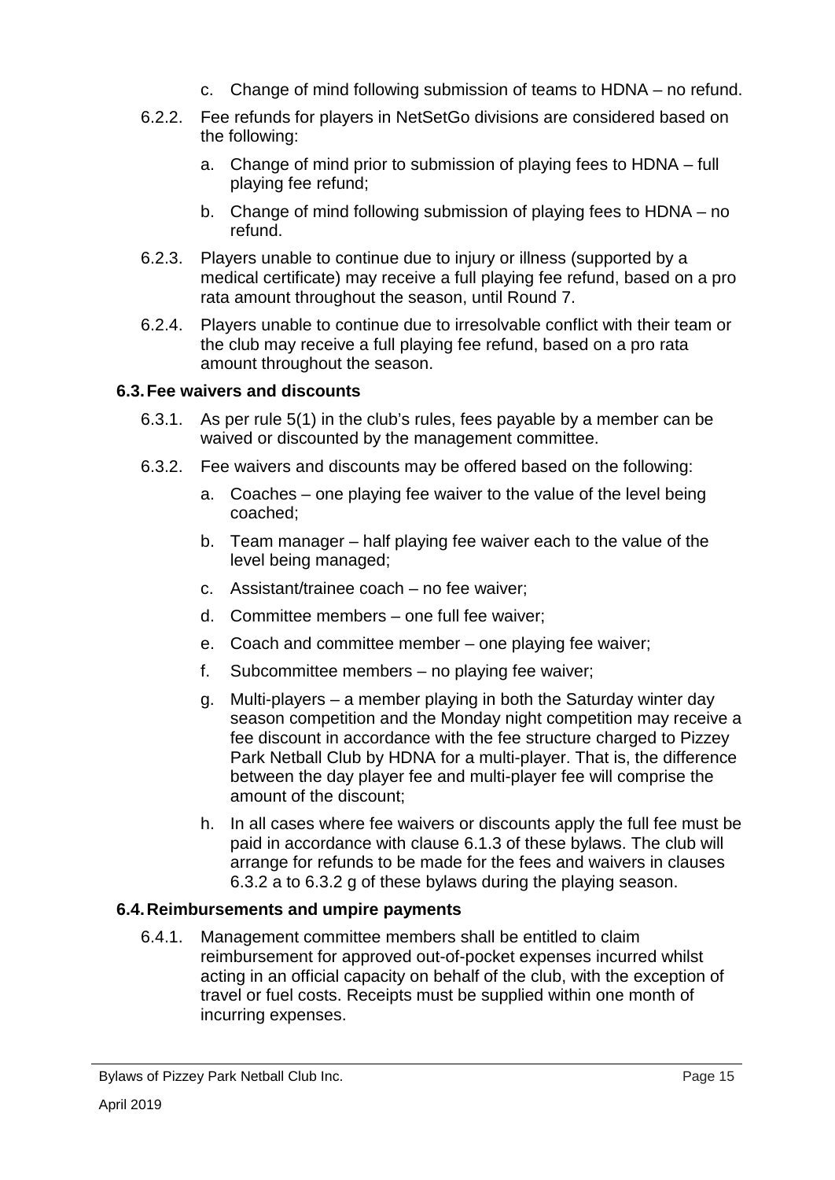c. Change of mind following submission of teams to HDNA – no refund.

6.2.2. Fee refunds for players in NetSetGo divisions are considered based on the following:

a. Change of mind prior to submission of playing fees to HDNA – full playing fee refund;

b. Change of mind following submission of playing fees to HDNA – no refund.

6.2.3. Players unable to continue due to injury or illness (supported by a medical certificate) may receive a full playing fee refund, based on a pro rata amount throughout the season, until Round 7.

6.2.4. Players unable to continue due to irresolvable conflict with their team or the club may receive a full playing fee refund, based on a pro rata amount throughout the season.

### 6.3. Fee waivers and discounts

6.3.1. As per rule 5(1) in the club's rules, fees payable by a member can be waived or discounted by the management committee.

6.3.2. Fee waivers and discounts may be offered based on the following:

a. Coaches – one playing fee waiver to the value of the level being coached;

b. Team manager – half playing fee waiver each to the value of the level being managed;

c. Assistant/trainee coach – no fee waiver;

d. Committee members – one full fee waiver;

e. Coach and committee member – one playing fee waiver;

f. Subcommittee members – no playing fee waiver;

g. Multi-players – a member playing in both the Saturday winter day season competition and the Monday night competition may receive a fee discount in accordance with the fee structure charged to Pizzey Park Netball Club by HDNA for a multi-player. That is, the difference between the day player fee and multi-player fee will comprise the amount of the discount;

h. In all cases where fee waivers or discounts apply the full fee must be paid in accordance with clause 6.1.3 of these bylaws. The club will arrange for refunds to be made for the fees and waivers in clauses 6.3.2 a to 6.3.2 g of these bylaws during the playing season.

### 6.4. Reimbursements and umpire payments

6.4.1. Management committee members shall be entitled to claim reimbursement for approved out-of-pocket expenses incurred whilst acting in an official capacity on behalf of the club, with the exception of travel or fuel costs. Receipts must be supplied within one month of incurring expenses.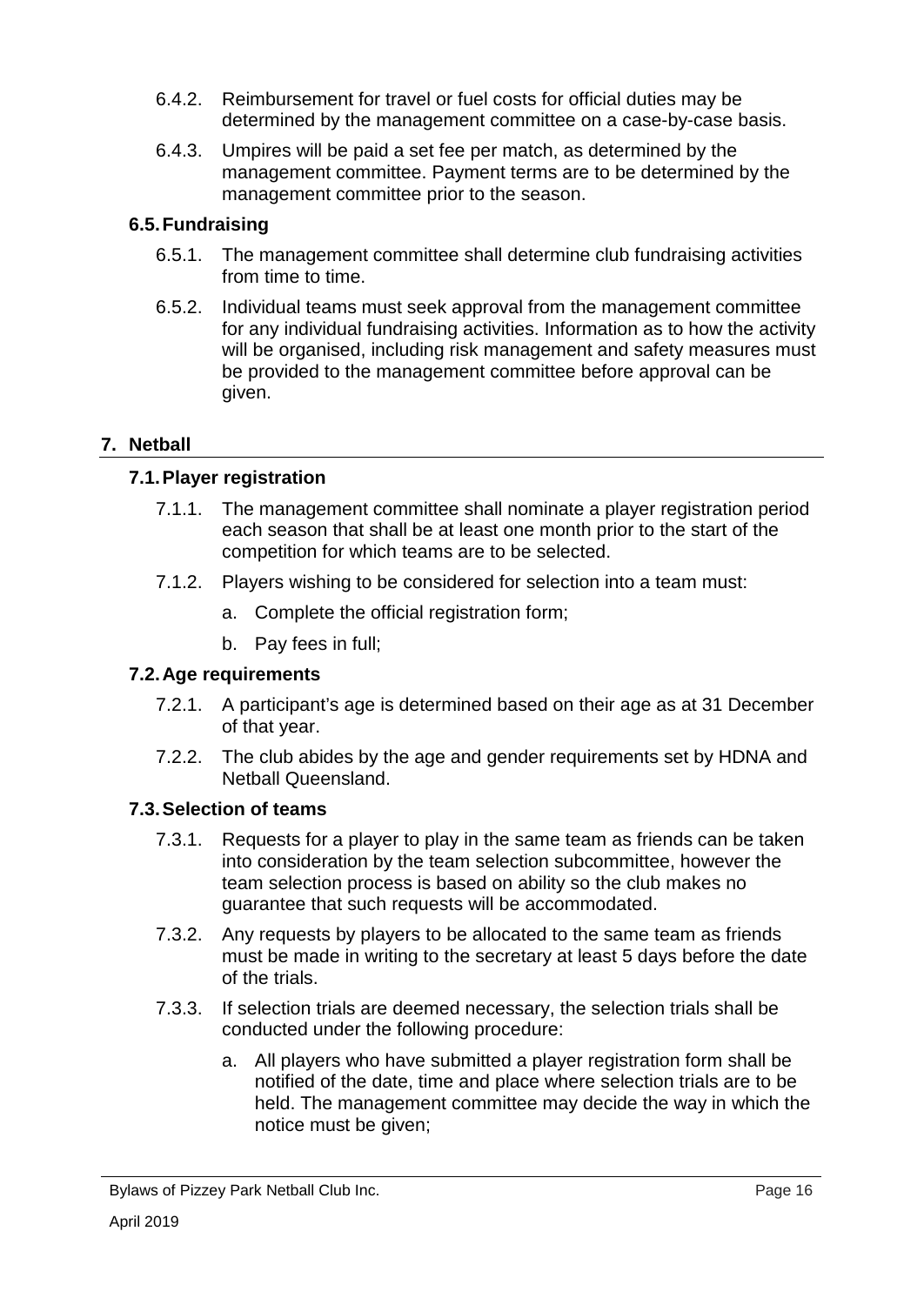6.4.2. Reimbursement for travel or fuel costs for official duties may be determined by the management committee on a case-by-case basis.

6.4.3. Umpires will be paid a set fee per match, as determined by the management committee. Payment terms are to be determined by the management committee prior to the season.

### 6.5. Fundraising

6.5.1. The management committee shall determine club fundraising activities from time to time.

6.5.2. Individual teams must seek approval from the management committee for any individual fundraising activities. Information as to how the activity will be organised, including risk management and safety measures must be provided to the management committee before approval can be given.

## 7. Netball

### 7.1. Player registration

7.1.1. The management committee shall nominate a player registration period each season that shall be at least one month prior to the start of the competition for which teams are to be selected.

7.1.2. Players wishing to be considered for selection into a team must:

a. Complete the official registration form;

b. Pay fees in full;

### 7.2. Age requirements

7.2.1. A participant's age is determined based on their age as at 31 December of that year.

7.2.2. The club abides by the age and gender requirements set by HDNA and Netball Queensland.

### 7.3. Selection of teams

7.3.1. Requests for a player to play in the same team as friends can be taken into consideration by the team selection subcommittee, however the team selection process is based on ability so the club makes no guarantee that such requests will be accommodated.

7.3.2. Any requests by players to be allocated to the same team as friends must be made in writing to the secretary at least 5 days before the date of the trials.

7.3.3. If selection trials are deemed necessary, the selection trials shall be conducted under the following procedure:

a. All players who have submitted a player registration form shall be notified of the date, time and place where selection trials are to be held. The management committee may decide the way in which the notice must be given;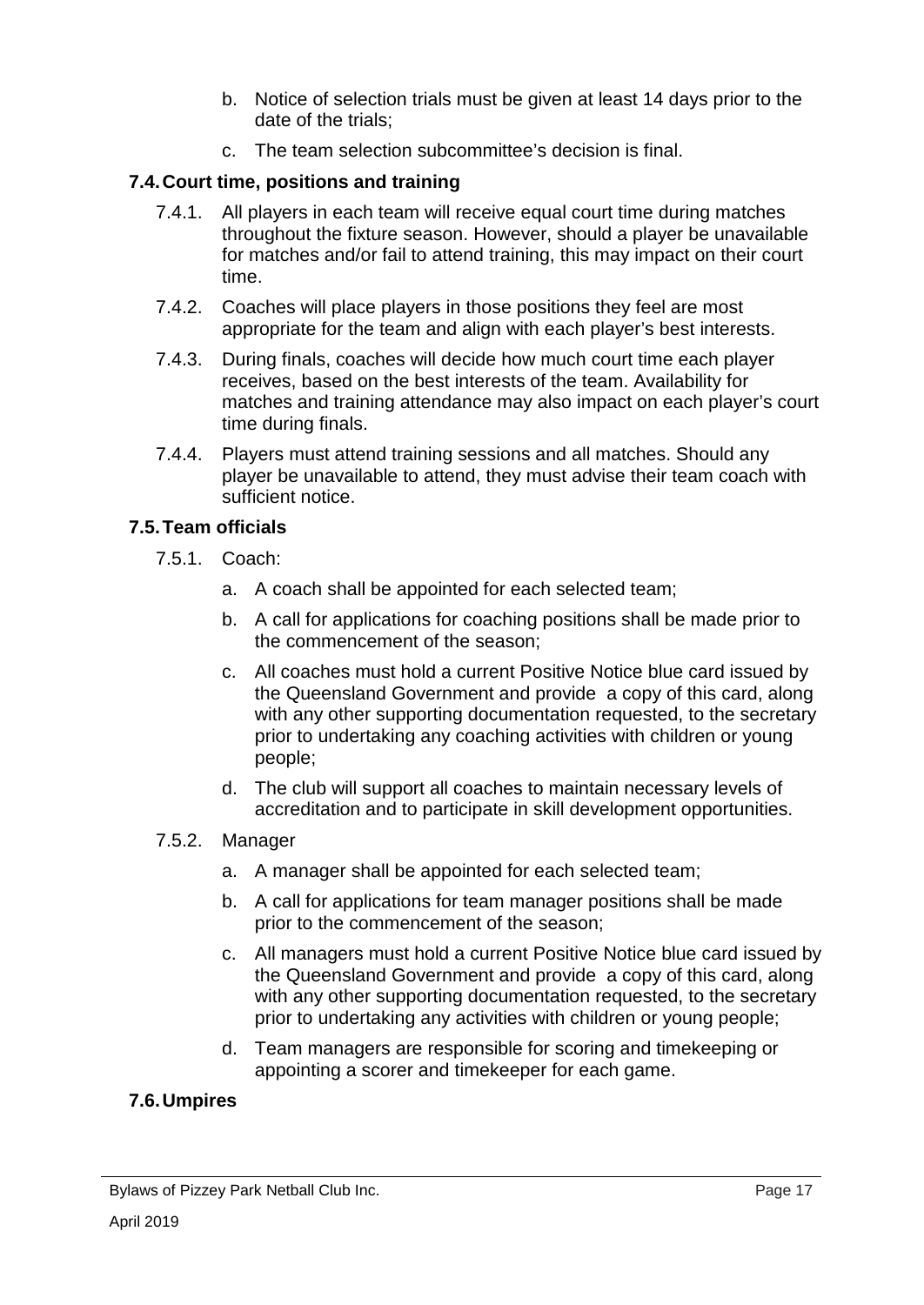b. Notice of selection trials must be given at least 14 days prior to the date of the trials;

c. The team selection subcommittee's decision is final.

### 7.4. Court time, positions and training

7.4.1. All players in each team will receive equal court time during matches throughout the fixture season. However, should a player be unavailable for matches and/or fail to attend training, this may impact on their court time.

7.4.2. Coaches will place players in those positions they feel are most appropriate for the team and align with each player's best interests.

7.4.3. During finals, coaches will decide how much court time each player receives, based on the best interests of the team. Availability for matches and training attendance may also impact on each player's court time during finals.

7.4.4. Players must attend training sessions and all matches. Should any player be unavailable to attend, they must advise their team coach with sufficient notice.

### 7.5. Team officials

7.5.1. Coach:

a. A coach shall be appointed for each selected team;

b. A call for applications for coaching positions shall be made prior to the commencement of the season;

c. All coaches must hold a current Positive Notice blue card issued by the Queensland Government and provide a copy of this card, along with any other supporting documentation requested, to the secretary prior to undertaking any coaching activities with children or young people;

d. The club will support all coaches to maintain necessary levels of accreditation and to participate in skill development opportunities.

7.5.2. Manager

a. A manager shall be appointed for each selected team;

b. A call for applications for team manager positions shall be made prior to the commencement of the season;

c. All managers must hold a current Positive Notice blue card issued by the Queensland Government and provide a copy of this card, along with any other supporting documentation requested, to the secretary prior to undertaking any activities with children or young people;

d. Team managers are responsible for scoring and timekeeping or appointing a scorer and timekeeper for each game.

### 7.6. Umpires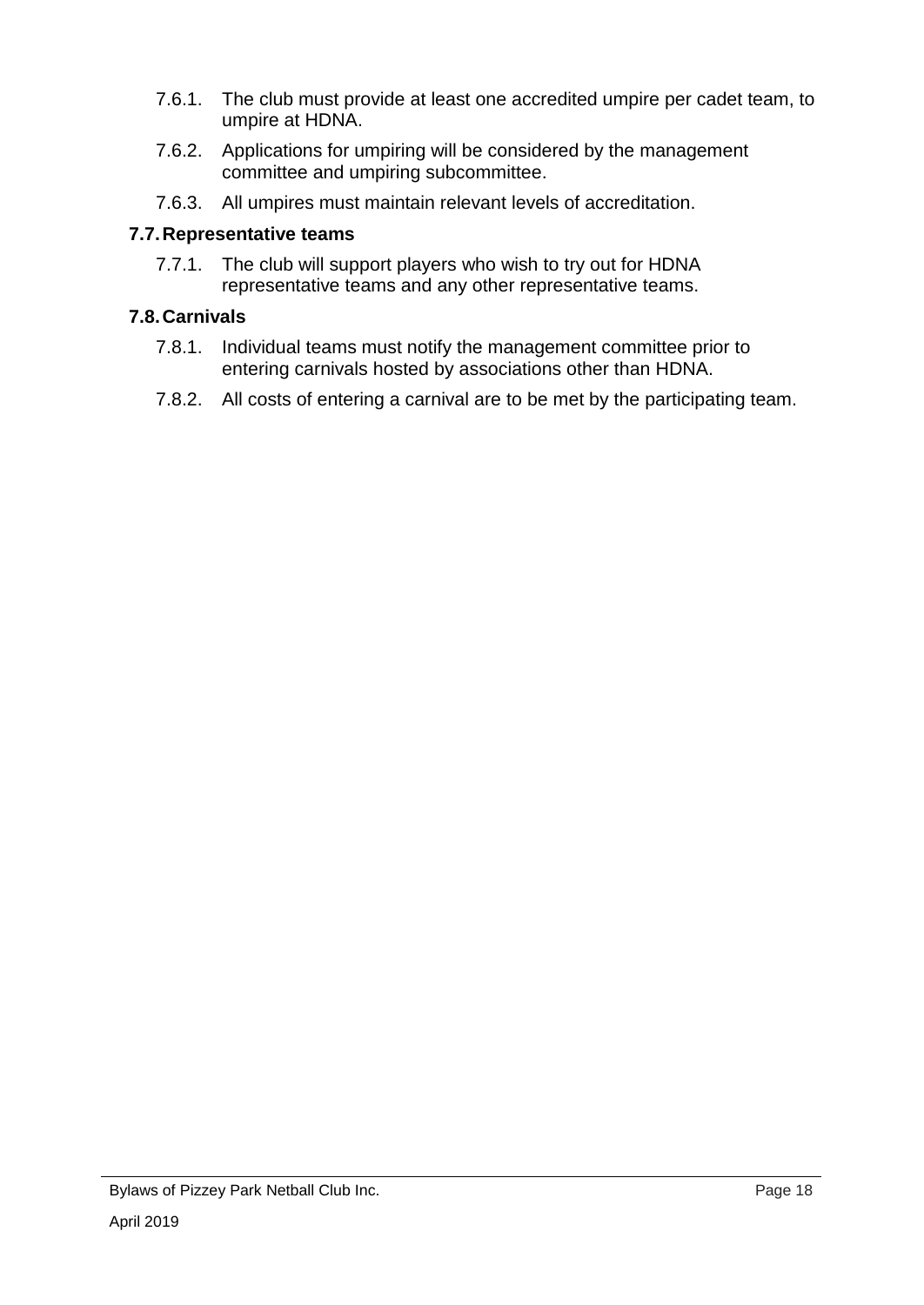7.6.1. The club must provide at least one accredited umpire per cadet team, to umpire at HDNA.

7.6.2. Applications for umpiring will be considered by the management committee and umpiring subcommittee.

7.6.3. All umpires must maintain relevant levels of accreditation.

### 7.7. Representative teams

7.7.1. The club will support players who wish to try out for HDNA representative teams and any other representative teams.

### 7.8. Carnivals

7.8.1. Individual teams must notify the management committee prior to entering carnivals hosted by associations other than HDNA.

7.8.2. All costs of entering a carnival are to be met by the participating team.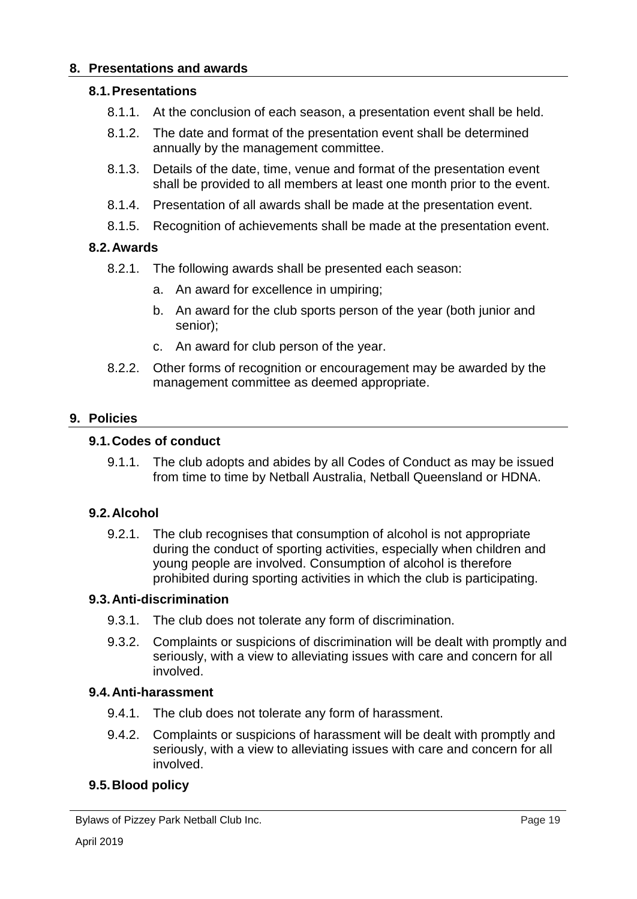## 8. Presentations and awards

### 8.1. Presentations

8.1.1. At the conclusion of each season, a presentation event shall be held.

8.1.2. The date and format of the presentation event shall be determined annually by the management committee.

8.1.3. Details of the date, time, venue and format of the presentation event shall be provided to all members at least one month prior to the event.

8.1.4. Presentation of all awards shall be made at the presentation event.

8.1.5. Recognition of achievements shall be made at the presentation event.

### 8.2. Awards

8.2.1. The following awards shall be presented each season:

a. An award for excellence in umpiring;

b. An award for the club sports person of the year (both junior and senior);

c. An award for club person of the year.

8.2.2. Other forms of recognition or encouragement may be awarded by the management committee as deemed appropriate.

## 9. Policies

### 9.1. Codes of conduct

9.1.1. The club adopts and abides by all Codes of Conduct as may be issued from time to time by Netball Australia, Netball Queensland or HDNA.

### 9.2. Alcohol

9.2.1. The club recognises that consumption of alcohol is not appropriate during the conduct of sporting activities, especially when children and young people are involved. Consumption of alcohol is therefore prohibited during sporting activities in which the club is participating.

### 9.3. Anti-discrimination

9.3.1. The club does not tolerate any form of discrimination.

9.3.2. Complaints or suspicions of discrimination will be dealt with promptly and seriously, with a view to alleviating issues with care and concern for all involved.

### 9.4. Anti-harassment

9.4.1. The club does not tolerate any form of harassment.

9.4.2. Complaints or suspicions of harassment will be dealt with promptly and seriously, with a view to alleviating issues with care and concern for all involved.

### 9.5. Blood policy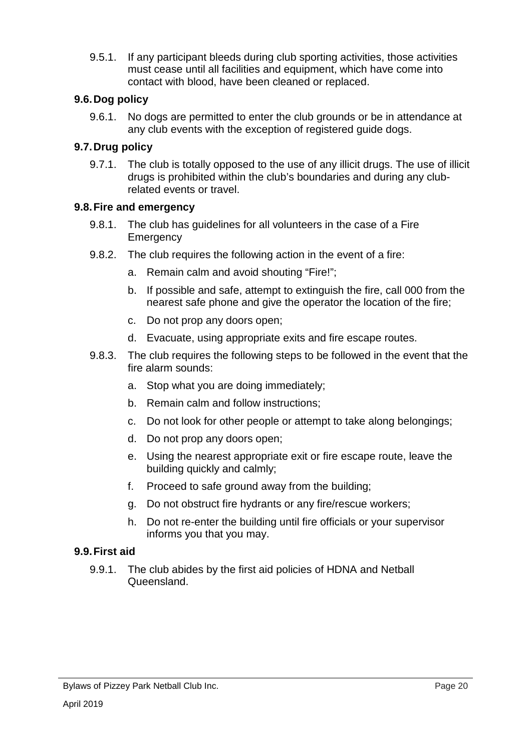9.5.1. If any participant bleeds during club sporting activities, those activities must cease until all facilities and equipment, which have come into contact with blood, have been cleaned or replaced.

### 9.6. Dog policy

9.6.1. No dogs are permitted to enter the club grounds or be in attendance at any club events with the exception of registered guide dogs.

### 9.7. Drug policy

9.7.1. The club is totally opposed to the use of any illicit drugs. The use of illicit drugs is prohibited within the club's boundaries and during any club-related events or travel.

### 9.8. Fire and emergency

9.8.1. The club has guidelines for all volunteers in the case of a Fire Emergency

9.8.2. The club requires the following action in the event of a fire:

a. Remain calm and avoid shouting "Fire!";

b. If possible and safe, attempt to extinguish the fire, call 000 from the nearest safe phone and give the operator the location of the fire;

c. Do not prop any doors open;

d. Evacuate, using appropriate exits and fire escape routes.

9.8.3. The club requires the following steps to be followed in the event that the fire alarm sounds:

a. Stop what you are doing immediately;

b. Remain calm and follow instructions;

c. Do not look for other people or attempt to take along belongings;

d. Do not prop any doors open;

e. Using the nearest appropriate exit or fire escape route, leave the building quickly and calmly;

f. Proceed to safe ground away from the building;

g. Do not obstruct fire hydrants or any fire/rescue workers;

h. Do not re-enter the building until fire officials or your supervisor informs you that you may.

### 9.9. First aid

9.9.1. The club abides by the first aid policies of HDNA and Netball Queensland.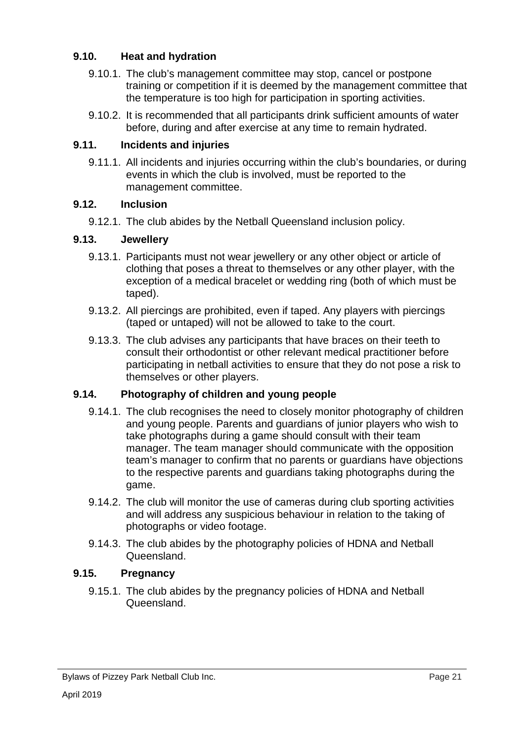### 9.10. Heat and hydration

9.10.1. The club's management committee may stop, cancel or postpone training or competition if it is deemed by the management committee that the temperature is too high for participation in sporting activities.

9.10.2. It is recommended that all participants drink sufficient amounts of water before, during and after exercise at any time to remain hydrated.

### 9.11. Incidents and injuries

9.11.1. All incidents and injuries occurring within the club's boundaries, or during events in which the club is involved, must be reported to the management committee.

### 9.12. Inclusion

9.12.1. The club abides by the Netball Queensland inclusion policy.

### 9.13. Jewellery

9.13.1. Participants must not wear jewellery or any other object or article of clothing that poses a threat to themselves or any other player, with the exception of a medical bracelet or wedding ring (both of which must be taped).

9.13.2. All piercings are prohibited, even if taped. Any players with piercings (taped or untaped) will not be allowed to take to the court.

9.13.3. The club advises any participants that have braces on their teeth to consult their orthodontist or other relevant medical practitioner before participating in netball activities to ensure that they do not pose a risk to themselves or other players.

### 9.14. Photography of children and young people

9.14.1. The club recognises the need to closely monitor photography of children and young people. Parents and guardians of junior players who wish to take photographs during a game should consult with their team manager. The team manager should communicate with the opposition team's manager to confirm that no parents or guardians have objections to the respective parents and guardians taking photographs during the game.

9.14.2. The club will monitor the use of cameras during club sporting activities and will address any suspicious behaviour in relation to the taking of photographs or video footage.

9.14.3. The club abides by the photography policies of HDNA and Netball Queensland.

### 9.15. Pregnancy

9.15.1. The club abides by the pregnancy policies of HDNA and Netball Queensland.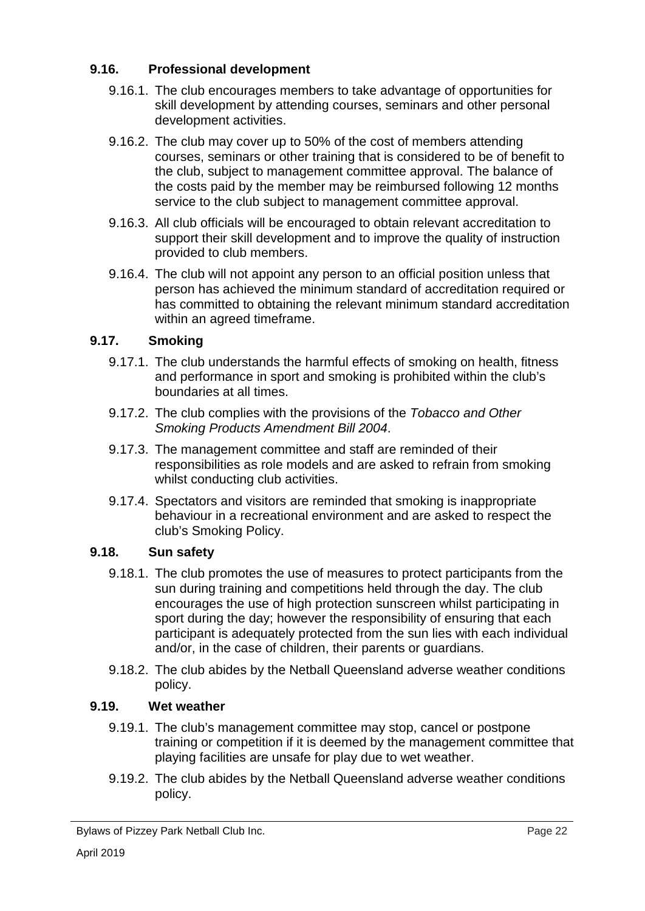### 9.16. Professional development

9.16.1. The club encourages members to take advantage of opportunities for skill development by attending courses, seminars and other personal development activities.

9.16.2. The club may cover up to 50% of the cost of members attending courses, seminars or other training that is considered to be of benefit to the club, subject to management committee approval. The balance of the costs paid by the member may be reimbursed following 12 months service to the club subject to management committee approval.

9.16.3. All club officials will be encouraged to obtain relevant accreditation to support their skill development and to improve the quality of instruction provided to club members.

9.16.4. The club will not appoint any person to an official position unless that person has achieved the minimum standard of accreditation required or has committed to obtaining the relevant minimum standard accreditation within an agreed timeframe.

### 9.17. Smoking

9.17.1. The club understands the harmful effects of smoking on health, fitness and performance in sport and smoking is prohibited within the club's boundaries at all times.

9.17.2. The club complies with the provisions of the *Tobacco and Other Smoking Products Amendment Bill 2004*.

9.17.3. The management committee and staff are reminded of their responsibilities as role models and are asked to refrain from smoking whilst conducting club activities.

9.17.4. Spectators and visitors are reminded that smoking is inappropriate behaviour in a recreational environment and are asked to respect the club's Smoking Policy.

### 9.18. Sun safety

9.18.1. The club promotes the use of measures to protect participants from the sun during training and competitions held through the day. The club encourages the use of high protection sunscreen whilst participating in sport during the day; however the responsibility of ensuring that each participant is adequately protected from the sun lies with each individual and/or, in the case of children, their parents or guardians.

9.18.2. The club abides by the Netball Queensland adverse weather conditions policy.

### 9.19. Wet weather

9.19.1. The club's management committee may stop, cancel or postpone training or competition if it is deemed by the management committee that playing facilities are unsafe for play due to wet weather.

9.19.2. The club abides by the Netball Queensland adverse weather conditions policy.